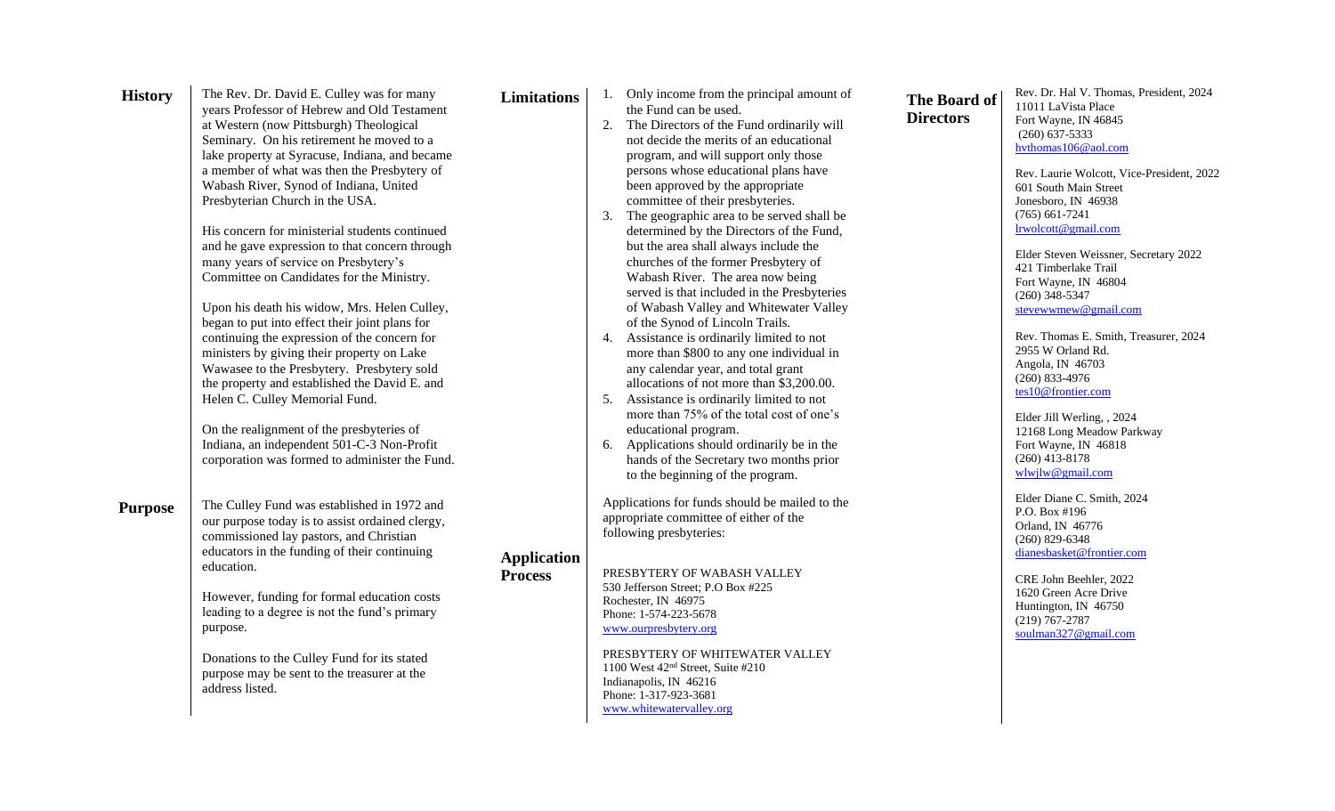## History

The Rev. Dr. David E. Culley was for many years Professor of Hebrew and Old Testament at Western (now Pittsburgh) Theological Seminary. On his retirement he moved to a lake property at Syracuse, Indiana, and became a member of what was then the Presbytery of Wabash River, Synod of Indiana, United Presbyterian Church in the USA.

His concern for ministerial students continued and he gave expression to that concern through many years of service on Presbytery's Committee on Candidates for the Ministry.

Upon his death his widow, Mrs. Helen Culley, began to put into effect their joint plans for continuing the expression of the concern for ministers by giving their property on Lake Wawasee to the Presbytery. Presbytery sold the property and established the David E. and Helen C. Culley Memorial Fund.

On the realignment of the presbyteries of Indiana, an independent 501-C-3 Non-Profit corporation was formed to administer the Fund.

## Purpose

The Culley Fund was established in 1972 and our purpose today is to assist ordained clergy, commissioned lay pastors, and Christian educators in the funding of their continuing education.

However, funding for formal education costs leading to a degree is not the fund's primary purpose.

Donations to the Culley Fund for its stated purpose may be sent to the treasurer at the address listed.

## Limitations

1. Only income from the principal amount of the Fund can be used.
2. The Directors of the Fund ordinarily will not decide the merits of an educational program, and will support only those persons whose educational plans have been approved by the appropriate committee of their presbyteries.
3. The geographic area to be served shall be determined by the Directors of the Fund, but the area shall always include the churches of the former Presbytery of Wabash River. The area now being served is that included in the Presbyteries of Wabash Valley and Whitewater Valley of the Synod of Lincoln Trails.
4. Assistance is ordinarily limited to not more than $800 to any one individual in any calendar year, and total grant allocations of not more than $3,200.00.
5. Assistance is ordinarily limited to not more than 75% of the total cost of one's educational program.
6. Applications should ordinarily be in the hands of the Secretary two months prior to the beginning of the program.

## Application Process

Applications for funds should be mailed to the appropriate committee of either of the following presbyteries:

PRESBYTERY OF WABASH VALLEY
530 Jefferson Street; P.O Box #225
Rochester, IN 46975
Phone: 1-574-223-5678
www.ourpresbytery.org

PRESBYTERY OF WHITEWATER VALLEY
1100 West 42nd Street, Suite #210
Indianapolis, IN 46216
Phone: 1-317-923-3681
www.whitewatervalley.org

## The Board of Directors

Rev. Dr. Hal V. Thomas, President, 2024
11011 LaVista Place
Fort Wayne, IN 46845
(260) 637-5333
hvthomas106@aol.com

Rev. Laurie Wolcott, Vice-President, 2022
601 South Main Street
Jonesboro, IN 46938
(765) 661-7241
lrwolcott@gmail.com

Elder Steven Weissner, Secretary 2022
421 Timberlake Trail
Fort Wayne, IN 46804
(260) 348-5347
stevewwmew@gmail.com

Rev. Thomas E. Smith, Treasurer, 2024
2955 W Orland Rd.
Angola, IN 46703
(260) 833-4976
tes10@frontier.com

Elder Jill Werling, , 2024
12168 Long Meadow Parkway
Fort Wayne, IN 46818
(260) 413-8178
wlwjlw@gmail.com

Elder Diane C. Smith, 2024
P.O. Box #196
Orland, IN 46776
(260) 829-6348
dianesbasket@frontier.com

CRE John Beehler, 2022
1620 Green Acre Drive
Huntington, IN 46750
(219) 767-2787
soulman327@gmail.com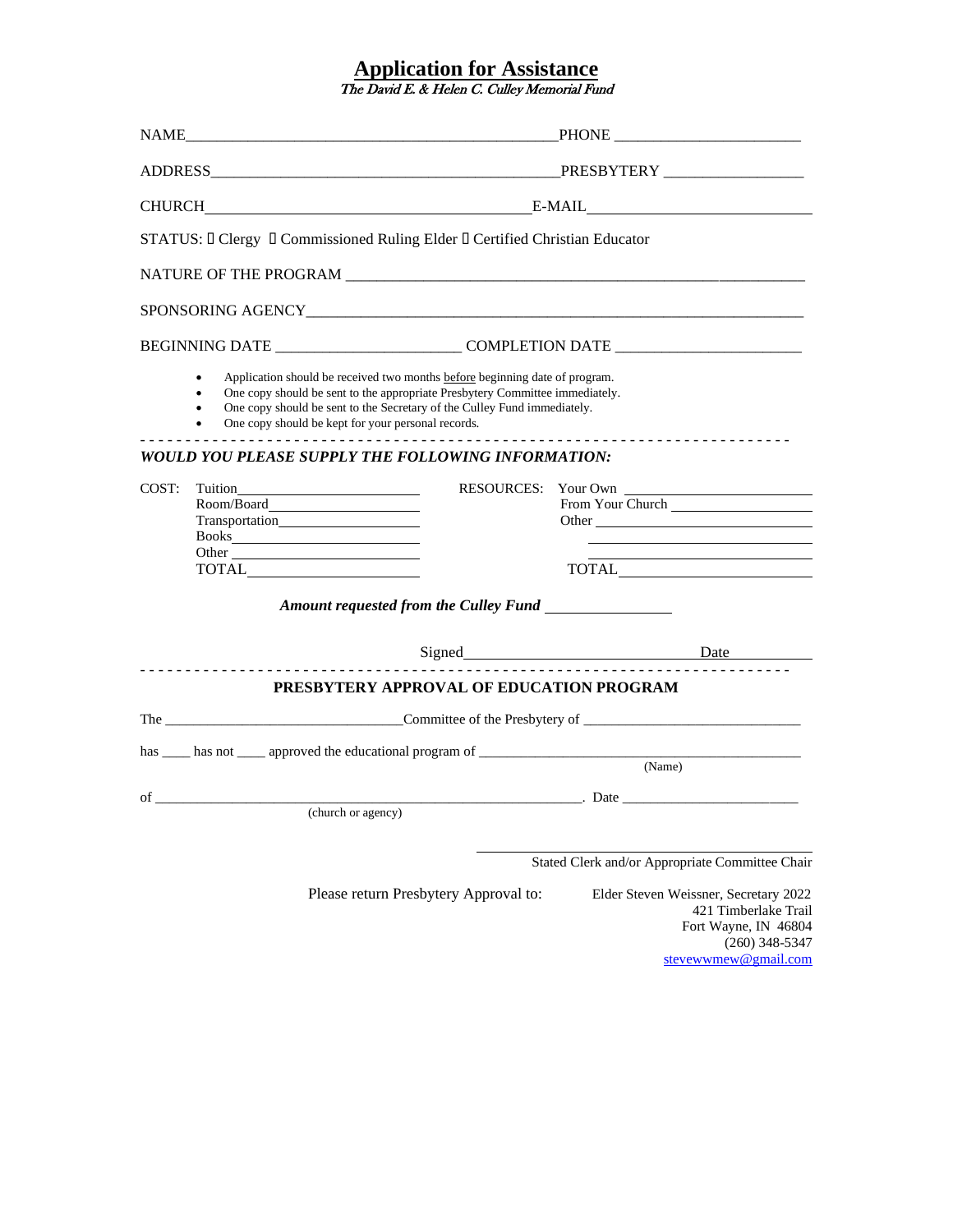# Application for Assistance

*The David E. & Helen C. Culley Memorial Fund*

NAME_______________________________________________PHONE ________________________

ADDRESS____________________________________________PRESBYTERY __________________

CHURCH_____________________________________________E-MAIL________________________

STATUS: ☐ Clergy ☐ Commissioned Ruling Elder ☐ Certified Christian Educator

NATURE OF THE PROGRAM __________________________________________________________

SPONSORING AGENCY______________________________________________________________

BEGINNING DATE ________________________ COMPLETION DATE ________________________

- Application should be received two months before beginning date of program.
- One copy should be sent to the appropriate Presbytery Committee immediately.
- One copy should be sent to the Secretary of the Culley Fund immediately.
- One copy should be kept for your personal records.

- - - - - - - - - - - - - - - - - - - - - - - - - - - - - - - - - - - - - - - - - - - - - - - - - - - - - - - - - - - - - - - - -

***WOULD YOU PLEASE SUPPLY THE FOLLOWING INFORMATION:***

COST:
- Tuition________________________
- Room/Board_____________________
- Transportation__________________
- Books__________________________
- Other __________________________
- TOTAL__________________________

RESOURCES:
- Your Own ______________________
- From Your Church _______________
- Other __________________________
- ________________________________
- ________________________________
- TOTAL__________________________

***Amount requested from the Culley Fund*** ________________

Signed________________________________ Date__________

- - - - - - - - - - - - - - - - - - - - - - - - - - - - - - - - - - - - - - - - - - - - - - - - - - - - - - - - - - - - - - - - -

**PRESBYTERY APPROVAL OF EDUCATION PROGRAM**

The ________________________________Committee of the Presbytery of _____________________________

has ____ has not ____ approved the educational program of _____________________________________________
(Name)

of _____________________________________________________________. Date _________________________
(church or agency)

_____________________________________________
Stated Clerk and/or Appropriate Committee Chair

Please return Presbytery Approval to:

Elder Steven Weissner, Secretary 2022
421 Timberlake Trail
Fort Wayne, IN 46804
(260) 348-5347
stevewwmew@gmail.com